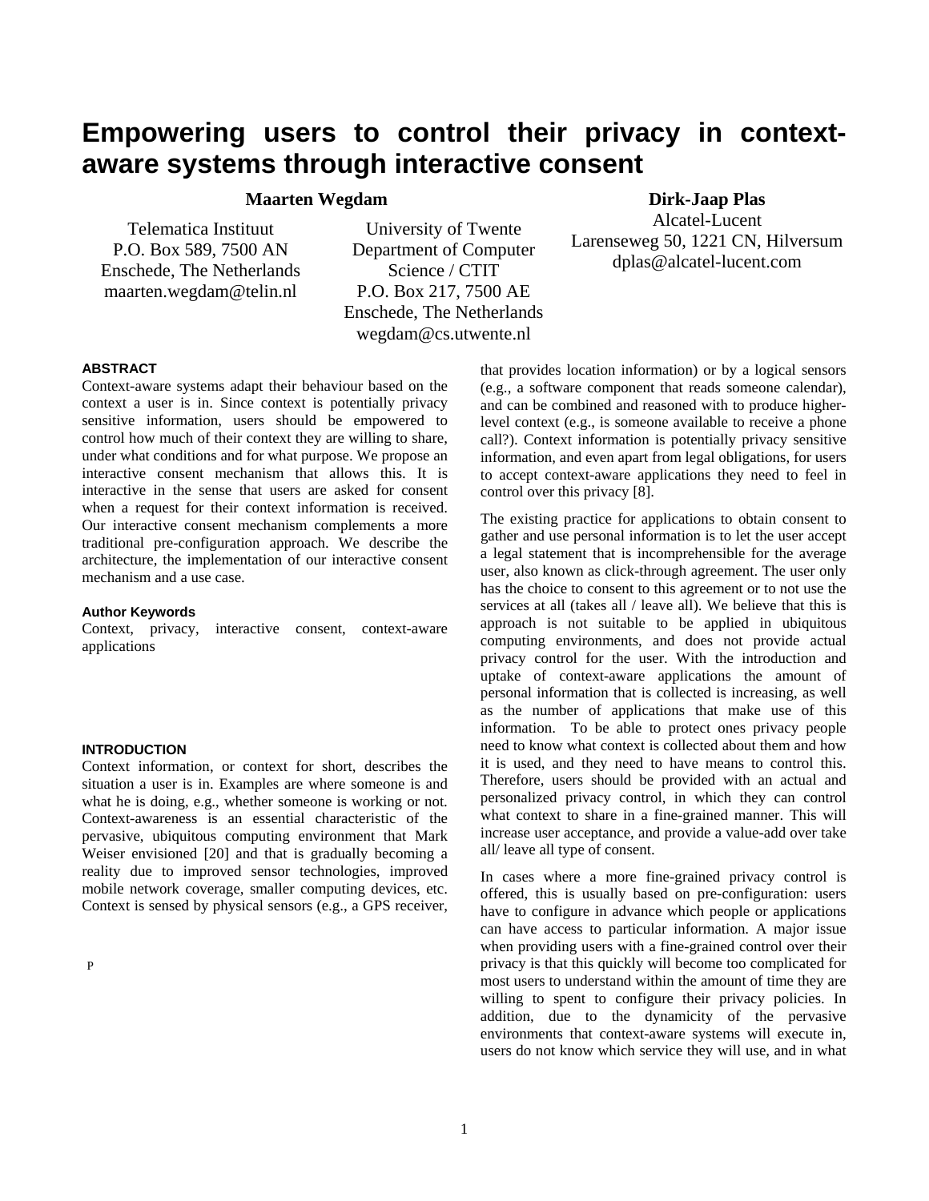# Empowering users to control their privacy in context-aware systems through interactive consent

**Maarten Wegdam**

Telematica Instituut
P.O. Box 589, 7500 AN
Enschede, The Netherlands
maarten.wegdam@telin.nl

University of Twente
Department of Computer Science / CTIT
P.O. Box 217, 7500 AE
Enschede, The Netherlands
wegdam@cs.utwente.nl

**Dirk-Jaap Plas**

Alcatel-Lucent
Larenseweg 50, 1221 CN, Hilversum
dplas@alcatel-lucent.com

### ABSTRACT

Context-aware systems adapt their behaviour based on the context a user is in. Since context is potentially privacy sensitive information, users should be empowered to control how much of their context they are willing to share, under what conditions and for what purpose. We propose an interactive consent mechanism that allows this. It is interactive in the sense that users are asked for consent when a request for their context information is received. Our interactive consent mechanism complements a more traditional pre-configuration approach. We describe the architecture, the implementation of our interactive consent mechanism and a use case.

#### Author Keywords

Context, privacy, interactive consent, context-aware applications

### INTRODUCTION

Context information, or context for short, describes the situation a user is in. Examples are where someone is and what he is doing, e.g., whether someone is working or not. Context-awareness is an essential characteristic of the pervasive, ubiquitous computing environment that Mark Weiser envisioned [20] and that is gradually becoming a reality due to improved sensor technologies, improved mobile network coverage, smaller computing devices, etc. Context is sensed by physical sensors (e.g., a GPS receiver, that provides location information) or by a logical sensors (e.g., a software component that reads someone calendar), and can be combined and reasoned with to produce higher-level context (e.g., is someone available to receive a phone call?). Context information is potentially privacy sensitive information, and even apart from legal obligations, for users to accept context-aware applications they need to feel in control over this privacy [8].

The existing practice for applications to obtain consent to gather and use personal information is to let the user accept a legal statement that is incomprehensible for the average user, also known as click-through agreement. The user only has the choice to consent to this agreement or to not use the services at all (takes all / leave all). We believe that this is approach is not suitable to be applied in ubiquitous computing environments, and does not provide actual privacy control for the user. With the introduction and uptake of context-aware applications the amount of personal information that is collected is increasing, as well as the number of applications that make use of this information. To be able to protect ones privacy people need to know what context is collected about them and how it is used, and they need to have means to control this. Therefore, users should be provided with an actual and personalized privacy control, in which they can control what context to share in a fine-grained manner. This will increase user acceptance, and provide a value-add over take all/ leave all type of consent.

In cases where a more fine-grained privacy control is offered, this is usually based on pre-configuration: users have to configure in advance which people or applications can have access to particular information. A major issue when providing users with a fine-grained control over their privacy is that this quickly will become too complicated for most users to understand within the amount of time they are willing to spent to configure their privacy policies. In addition, due to the dynamicity of the pervasive environments that context-aware systems will execute in, users do not know which service they will use, and in what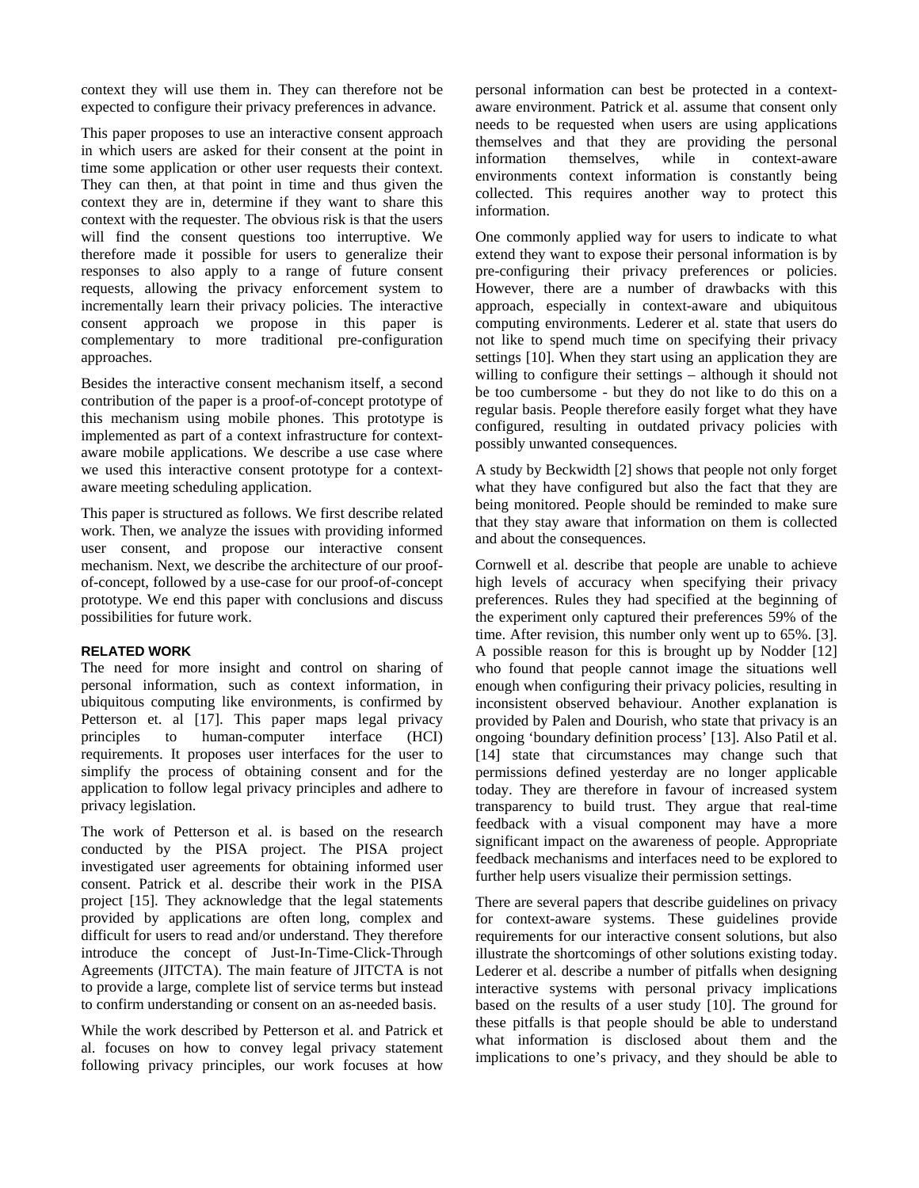context they will use them in. They can therefore not be expected to configure their privacy preferences in advance.

This paper proposes to use an interactive consent approach in which users are asked for their consent at the point in time some application or other user requests their context. They can then, at that point in time and thus given the context they are in, determine if they want to share this context with the requester. The obvious risk is that the users will find the consent questions too interruptive. We therefore made it possible for users to generalize their responses to also apply to a range of future consent requests, allowing the privacy enforcement system to incrementally learn their privacy policies. The interactive consent approach we propose in this paper is complementary to more traditional pre-configuration approaches.

Besides the interactive consent mechanism itself, a second contribution of the paper is a proof-of-concept prototype of this mechanism using mobile phones. This prototype is implemented as part of a context infrastructure for context-aware mobile applications. We describe a use case where we used this interactive consent prototype for a context-aware meeting scheduling application.

This paper is structured as follows. We first describe related work. Then, we analyze the issues with providing informed user consent, and propose our interactive consent mechanism. Next, we describe the architecture of our proof-of-concept, followed by a use-case for our proof-of-concept prototype. We end this paper with conclusions and discuss possibilities for future work.

## RELATED WORK

The need for more insight and control on sharing of personal information, such as context information, in ubiquitous computing like environments, is confirmed by Petterson et. al [17]. This paper maps legal privacy principles to human-computer interface (HCI) requirements. It proposes user interfaces for the user to simplify the process of obtaining consent and for the application to follow legal privacy principles and adhere to privacy legislation.

The work of Petterson et al. is based on the research conducted by the PISA project. The PISA project investigated user agreements for obtaining informed user consent. Patrick et al. describe their work in the PISA project [15]. They acknowledge that the legal statements provided by applications are often long, complex and difficult for users to read and/or understand. They therefore introduce the concept of Just-In-Time-Click-Through Agreements (JITCTA). The main feature of JITCTA is not to provide a large, complete list of service terms but instead to confirm understanding or consent on an as-needed basis.

While the work described by Petterson et al. and Patrick et al. focuses on how to convey legal privacy statement following privacy principles, our work focuses at how personal information can best be protected in a context-aware environment. Patrick et al. assume that consent only needs to be requested when users are using applications themselves and that they are providing the personal information themselves, while in context-aware environments context information is constantly being collected. This requires another way to protect this information.

One commonly applied way for users to indicate to what extend they want to expose their personal information is by pre-configuring their privacy preferences or policies. However, there are a number of drawbacks with this approach, especially in context-aware and ubiquitous computing environments. Lederer et al. state that users do not like to spend much time on specifying their privacy settings [10]. When they start using an application they are willing to configure their settings – although it should not be too cumbersome - but they do not like to do this on a regular basis. People therefore easily forget what they have configured, resulting in outdated privacy policies with possibly unwanted consequences.

A study by Beckwidth [2] shows that people not only forget what they have configured but also the fact that they are being monitored. People should be reminded to make sure that they stay aware that information on them is collected and about the consequences.

Cornwell et al. describe that people are unable to achieve high levels of accuracy when specifying their privacy preferences. Rules they had specified at the beginning of the experiment only captured their preferences 59% of the time. After revision, this number only went up to 65%. [3]. A possible reason for this is brought up by Nodder [12] who found that people cannot image the situations well enough when configuring their privacy policies, resulting in inconsistent observed behaviour. Another explanation is provided by Palen and Dourish, who state that privacy is an ongoing 'boundary definition process' [13]. Also Patil et al. [14] state that circumstances may change such that permissions defined yesterday are no longer applicable today. They are therefore in favour of increased system transparency to build trust. They argue that real-time feedback with a visual component may have a more significant impact on the awareness of people. Appropriate feedback mechanisms and interfaces need to be explored to further help users visualize their permission settings.

There are several papers that describe guidelines on privacy for context-aware systems. These guidelines provide requirements for our interactive consent solutions, but also illustrate the shortcomings of other solutions existing today. Lederer et al. describe a number of pitfalls when designing interactive systems with personal privacy implications based on the results of a user study [10]. The ground for these pitfalls is that people should be able to understand what information is disclosed about them and the implications to one's privacy, and they should be able to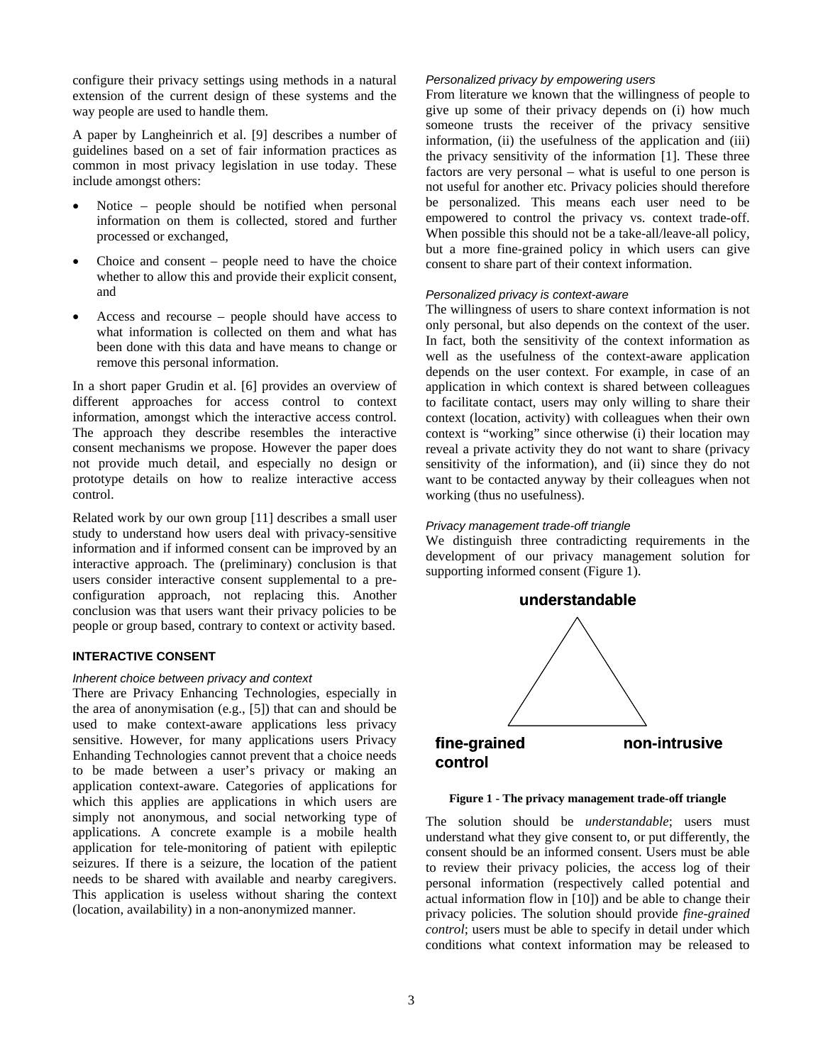configure their privacy settings using methods in a natural extension of the current design of these systems and the way people are used to handle them.

A paper by Langheinrich et al. [9] describes a number of guidelines based on a set of fair information practices as common in most privacy legislation in use today. These include amongst others:

- Notice – people should be notified when personal information on them is collected, stored and further processed or exchanged,
- Choice and consent – people need to have the choice whether to allow this and provide their explicit consent, and
- Access and recourse – people should have access to what information is collected on them and what has been done with this data and have means to change or remove this personal information.

In a short paper Grudin et al. [6] provides an overview of different approaches for access control to context information, amongst which the interactive access control. The approach they describe resembles the interactive consent mechanisms we propose. However the paper does not provide much detail, and especially no design or prototype details on how to realize interactive access control.

Related work by our own group [11] describes a small user study to understand how users deal with privacy-sensitive information and if informed consent can be improved by an interactive approach. The (preliminary) conclusion is that users consider interactive consent supplemental to a pre-configuration approach, not replacing this. Another conclusion was that users want their privacy policies to be people or group based, contrary to context or activity based.

## INTERACTIVE CONSENT

*Inherent choice between privacy and context*

There are Privacy Enhancing Technologies, especially in the area of anonymisation (e.g., [5]) that can and should be used to make context-aware applications less privacy sensitive. However, for many applications users Privacy Enhanding Technologies cannot prevent that a choice needs to be made between a user's privacy or making an application context-aware. Categories of applications for which this applies are applications in which users are simply not anonymous, and social networking type of applications. A concrete example is a mobile health application for tele-monitoring of patient with epileptic seizures. If there is a seizure, the location of the patient needs to be shared with available and nearby caregivers. This application is useless without sharing the context (location, availability) in a non-anonymized manner.

*Personalized privacy by empowering users*

From literature we known that the willingness of people to give up some of their privacy depends on (i) how much someone trusts the receiver of the privacy sensitive information, (ii) the usefulness of the application and (iii) the privacy sensitivity of the information [1]. These three factors are very personal – what is useful to one person is not useful for another etc. Privacy policies should therefore be personalized. This means each user need to be empowered to control the privacy vs. context trade-off. When possible this should not be a take-all/leave-all policy, but a more fine-grained policy in which users can give consent to share part of their context information.

*Personalized privacy is context-aware*

The willingness of users to share context information is not only personal, but also depends on the context of the user. In fact, both the sensitivity of the context information as well as the usefulness of the context-aware application depends on the user context. For example, in case of an application in which context is shared between colleagues to facilitate contact, users may only willing to share their context (location, activity) with colleagues when their own context is "working" since otherwise (i) their location may reveal a private activity they do not want to share (privacy sensitivity of the information), and (ii) since they do not want to be contacted anyway by their colleagues when not working (thus no usefulness).

*Privacy management trade-off triangle*

We distinguish three contradicting requirements in the development of our privacy management solution for supporting informed consent (Figure 1).

**understandable**

**fine-grained control** **non-intrusive**

**Figure 1 - The privacy management trade-off triangle**

The solution should be *understandable*; users must understand what they give consent to, or put differently, the consent should be an informed consent. Users must be able to review their privacy policies, the access log of their personal information (respectively called potential and actual information flow in [10]) and be able to change their privacy policies. The solution should provide *fine-grained control*; users must be able to specify in detail under which conditions what context information may be released to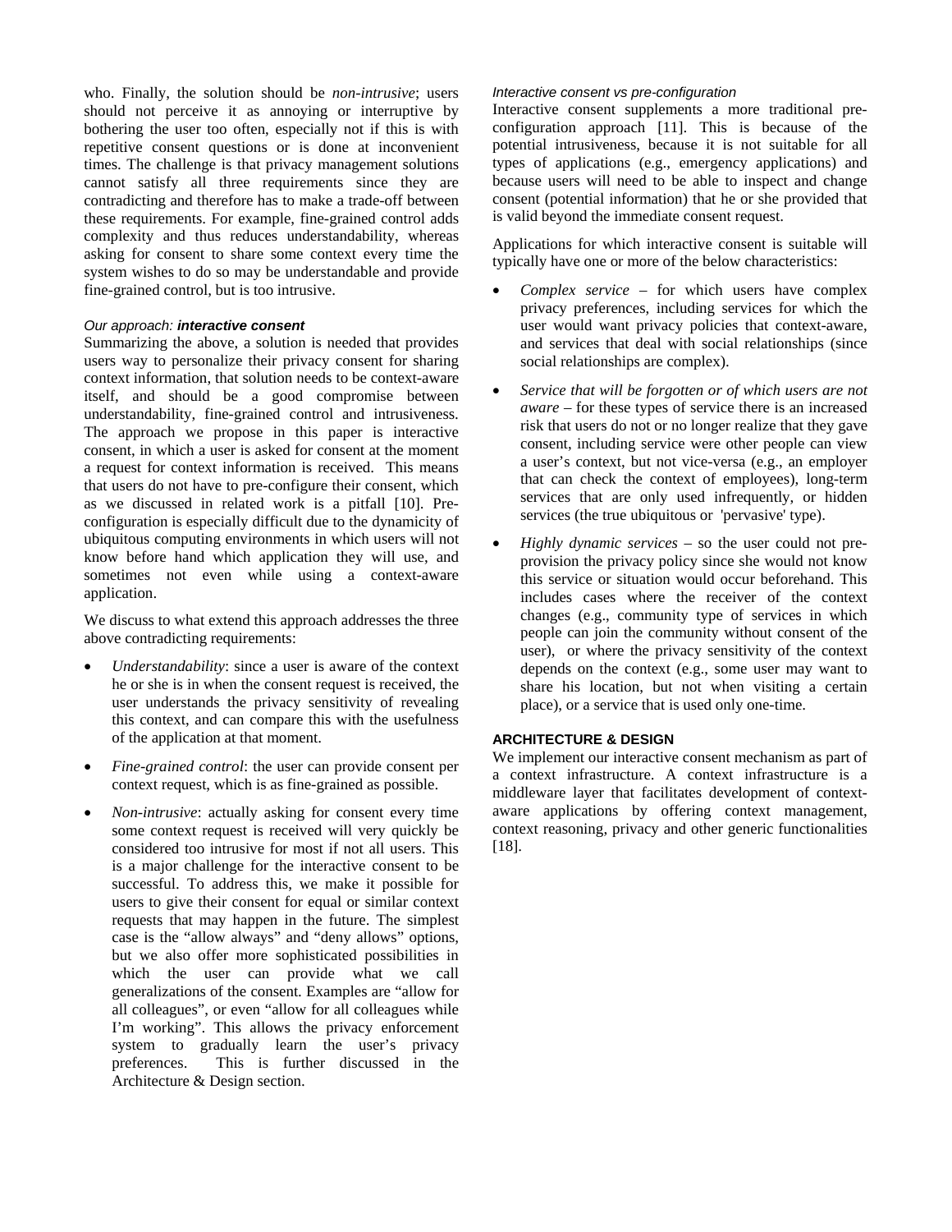who. Finally, the solution should be *non-intrusive*; users should not perceive it as annoying or interruptive by bothering the user too often, especially not if this is with repetitive consent questions or is done at inconvenient times. The challenge is that privacy management solutions cannot satisfy all three requirements since they are contradicting and therefore has to make a trade-off between these requirements. For example, fine-grained control adds complexity and thus reduces understandability, whereas asking for consent to share some context every time the system wishes to do so may be understandable and provide fine-grained control, but is too intrusive.

### *Our approach:* ***interactive consent***

Summarizing the above, a solution is needed that provides users way to personalize their privacy consent for sharing context information, that solution needs to be context-aware itself, and should be a good compromise between understandability, fine-grained control and intrusiveness. The approach we propose in this paper is interactive consent, in which a user is asked for consent at the moment a request for context information is received. This means that users do not have to pre-configure their consent, which as we discussed in related work is a pitfall [10]. Pre-configuration is especially difficult due to the dynamicity of ubiquitous computing environments in which users will not know before hand which application they will use, and sometimes not even while using a context-aware application.

We discuss to what extend this approach addresses the three above contradicting requirements:

- *Understandability*: since a user is aware of the context he or she is in when the consent request is received, the user understands the privacy sensitivity of revealing this context, and can compare this with the usefulness of the application at that moment.
- *Fine-grained control*: the user can provide consent per context request, which is as fine-grained as possible.
- *Non-intrusive*: actually asking for consent every time some context request is received will very quickly be considered too intrusive for most if not all users. This is a major challenge for the interactive consent to be successful. To address this, we make it possible for users to give their consent for equal or similar context requests that may happen in the future. The simplest case is the "allow always" and "deny allows" options, but we also offer more sophisticated possibilities in which the user can provide what we call generalizations of the consent. Examples are "allow for all colleagues", or even "allow for all colleagues while I'm working". This allows the privacy enforcement system to gradually learn the user's privacy preferences. This is further discussed in the Architecture & Design section.

### *Interactive consent vs pre-configuration*

Interactive consent supplements a more traditional pre-configuration approach [11]. This is because of the potential intrusiveness, because it is not suitable for all types of applications (e.g., emergency applications) and because users will need to be able to inspect and change consent (potential information) that he or she provided that is valid beyond the immediate consent request.

Applications for which interactive consent is suitable will typically have one or more of the below characteristics:

- *Complex service* – for which users have complex privacy preferences, including services for which the user would want privacy policies that context-aware, and services that deal with social relationships (since social relationships are complex).
- *Service that will be forgotten or of which users are not aware* – for these types of service there is an increased risk that users do not or no longer realize that they gave consent, including service were other people can view a user's context, but not vice-versa (e.g., an employer that can check the context of employees), long-term services that are only used infrequently, or hidden services (the true ubiquitous or 'pervasive' type).
- *Highly dynamic services* – so the user could not pre-provision the privacy policy since she would not know this service or situation would occur beforehand. This includes cases where the receiver of the context changes (e.g., community type of services in which people can join the community without consent of the user), or where the privacy sensitivity of the context depends on the context (e.g., some user may want to share his location, but not when visiting a certain place), or a service that is used only one-time.

## ARCHITECTURE & DESIGN

We implement our interactive consent mechanism as part of a context infrastructure. A context infrastructure is a middleware layer that facilitates development of context-aware applications by offering context management, context reasoning, privacy and other generic functionalities [18].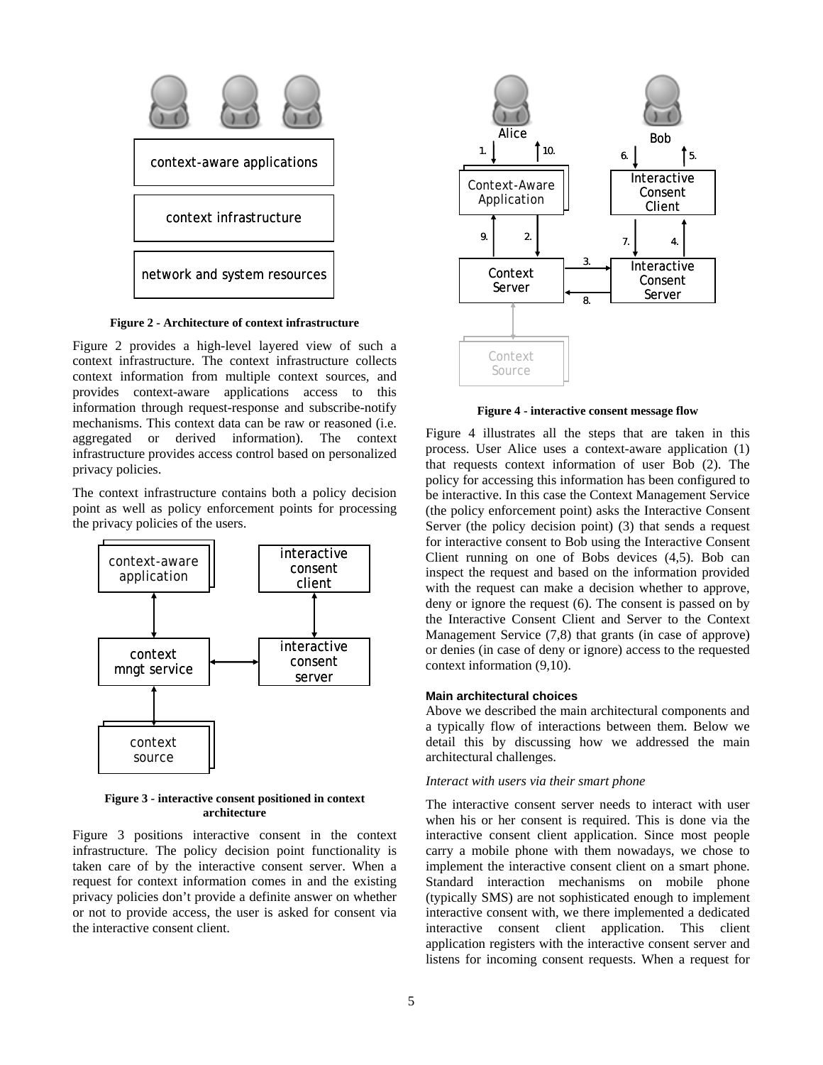Figure 2 - Architecture of context infrastructure

Figure 2 provides a high-level layered view of such a context infrastructure. The context infrastructure collects context information from multiple context sources, and provides context-aware applications access to this information through request-response and subscribe-notify mechanisms. This context data can be raw or reasoned (i.e. aggregated or derived information). The context infrastructure provides access control based on personalized privacy policies.

The context infrastructure contains both a policy decision point as well as policy enforcement points for processing the privacy policies of the users.

**Figure 3 - interactive consent positioned in context architecture**

Figure 3 positions interactive consent in the context infrastructure. The policy decision point functionality is taken care of by the interactive consent server. When a request for context information comes in and the existing privacy policies don't provide a definite answer on whether or not to provide access, the user is asked for consent via the interactive consent client.

**Figure 4 - interactive consent message flow**

Figure 4 illustrates all the steps that are taken in this process. User Alice uses a context-aware application (1) that requests context information of user Bob (2). The policy for accessing this information has been configured to be interactive. In this case the Context Management Service (the policy enforcement point) asks the Interactive Consent Server (the policy decision point) (3) that sends a request for interactive consent to Bob using the Interactive Consent Client running on one of Bobs devices (4,5). Bob can inspect the request and based on the information provided with the request can make a decision whether to approve, deny or ignore the request (6). The consent is passed on by the Interactive Consent Client and Server to the Context Management Service (7,8) that grants (in case of approve) or denies (in case of deny or ignore) access to the requested context information (9,10).

### Main architectural choices

Above we described the main architectural components and a typically flow of interactions between them. Below we detail this by discussing how we addressed the main architectural challenges.

*Interact with users via their smart phone*

The interactive consent server needs to interact with user when his or her consent is required. This is done via the interactive consent client application. Since most people carry a mobile phone with them nowadays, we chose to implement the interactive consent client on a smart phone. Standard interaction mechanisms on mobile phone (typically SMS) are not sophisticated enough to implement interactive consent with, we there implemented a dedicated interactive consent client application. This client application registers with the interactive consent server and listens for incoming consent requests. When a request for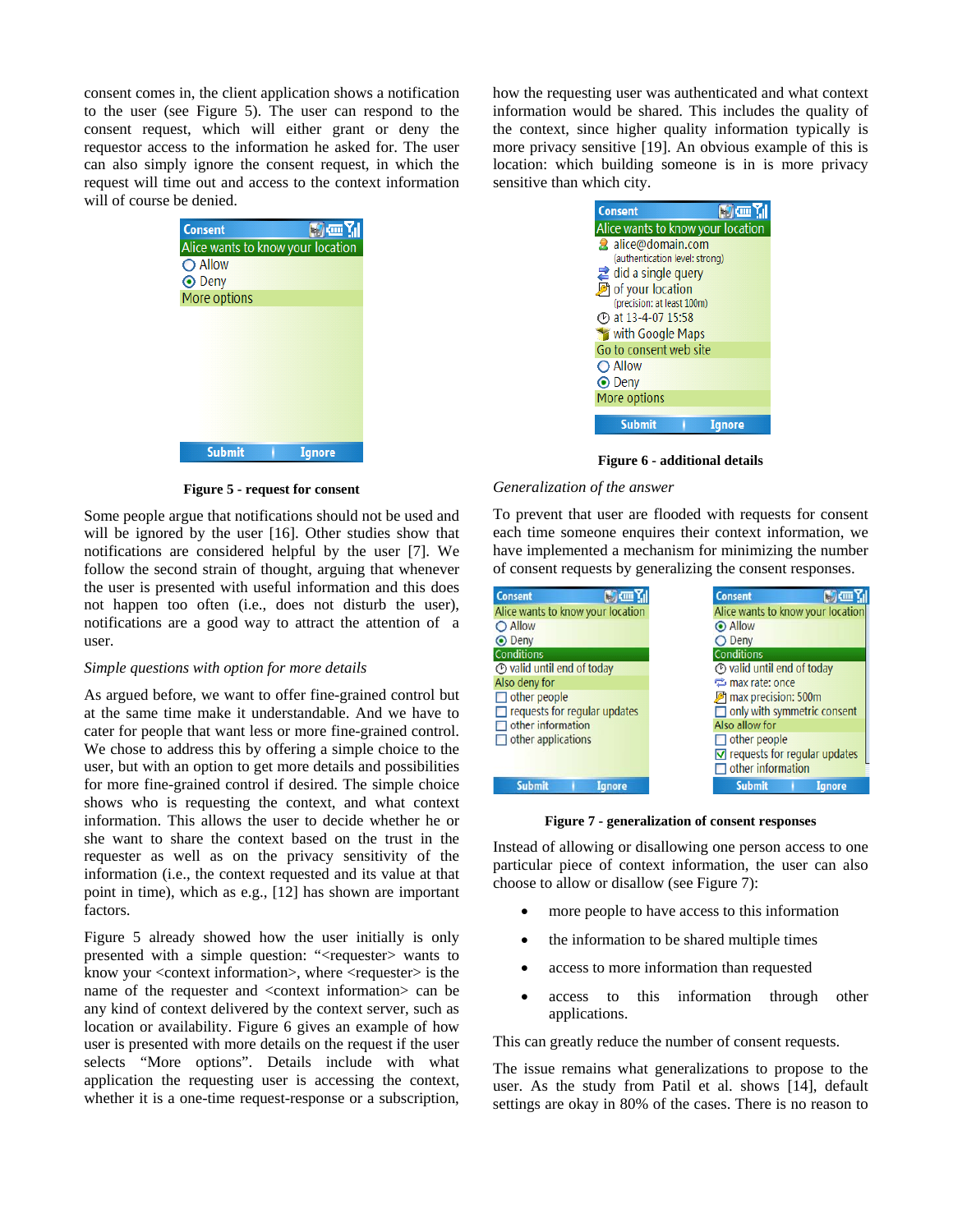consent comes in, the client application shows a notification to the user (see Figure 5). The user can respond to the consent request, which will either grant or deny the requestor access to the information he asked for. The user can also simply ignore the consent request, in which the request will time out and access to the context information will of course be denied.

**Figure 5 - request for consent**

Some people argue that notifications should not be used and will be ignored by the user [16]. Other study show that notifications are considered helpful by the user [7]. We follow the second strain of thought, arguing that whenever the user is presented with useful information and this does not happen too often (i.e., does not disturb the user), notifications are a good way to attract the attention of a user.

*Simple questions with option for more details*

As argued before, we want to offer fine-grained control but at the same time make it understandable. And we have to cater for people that want less or more fine-grained control. We chose to address this by offering a simple choice to the user, but with an option to get more details and possibilities for more fine-grained control if desired. The simple choice shows who is requesting the context, and what context information. This allows the user to decide whether he or she want to share the context based on the trust in the requester as well as on the privacy sensitivity of the information (i.e., the context requested and its value at that point in time), which as e.g., [12] has shown are important factors.

Figure 5 already showed how the user initially is only presented with a simple question: "<requester> wants to know your <context information>, where <requester> is the name of the requester and <context information> can be any kind of context delivered by the context server, such as location or availability. Figure 6 gives an example of how user is presented with more details on the request if the user selects "More options". Details include with what application the requesting user is accessing the context, whether it is a one-time request-response or a subscription, how the requesting user was authenticated and what context information would be shared. This includes the quality of the context, since higher quality information typically is more privacy sensitive [19]. An obvious example of this is location: which building someone is in is more privacy sensitive than which city.

**Figure 6 - additional details**

*Generalization of the answer*

To prevent that user are flooded with requests for consent each time someone enquires their context information, we have implemented a mechanism for minimizing the number of consent requests by generalizing the consent responses.

**Figure 7 - generalization of consent responses**

Instead of allowing or disallowing one person access to one particular piece of context information, the user can also choose to allow or disallow (see Figure 7):

- more people to have access to this information
- the information to be shared multiple times
- access to more information than requested
- access to this information through other applications.

This can greatly reduce the number of consent requests.

The issue remains what generalizations to propose to the user. As the study from Patil et al. shows [14], default settings are okay in 80% of the cases. There is no reason to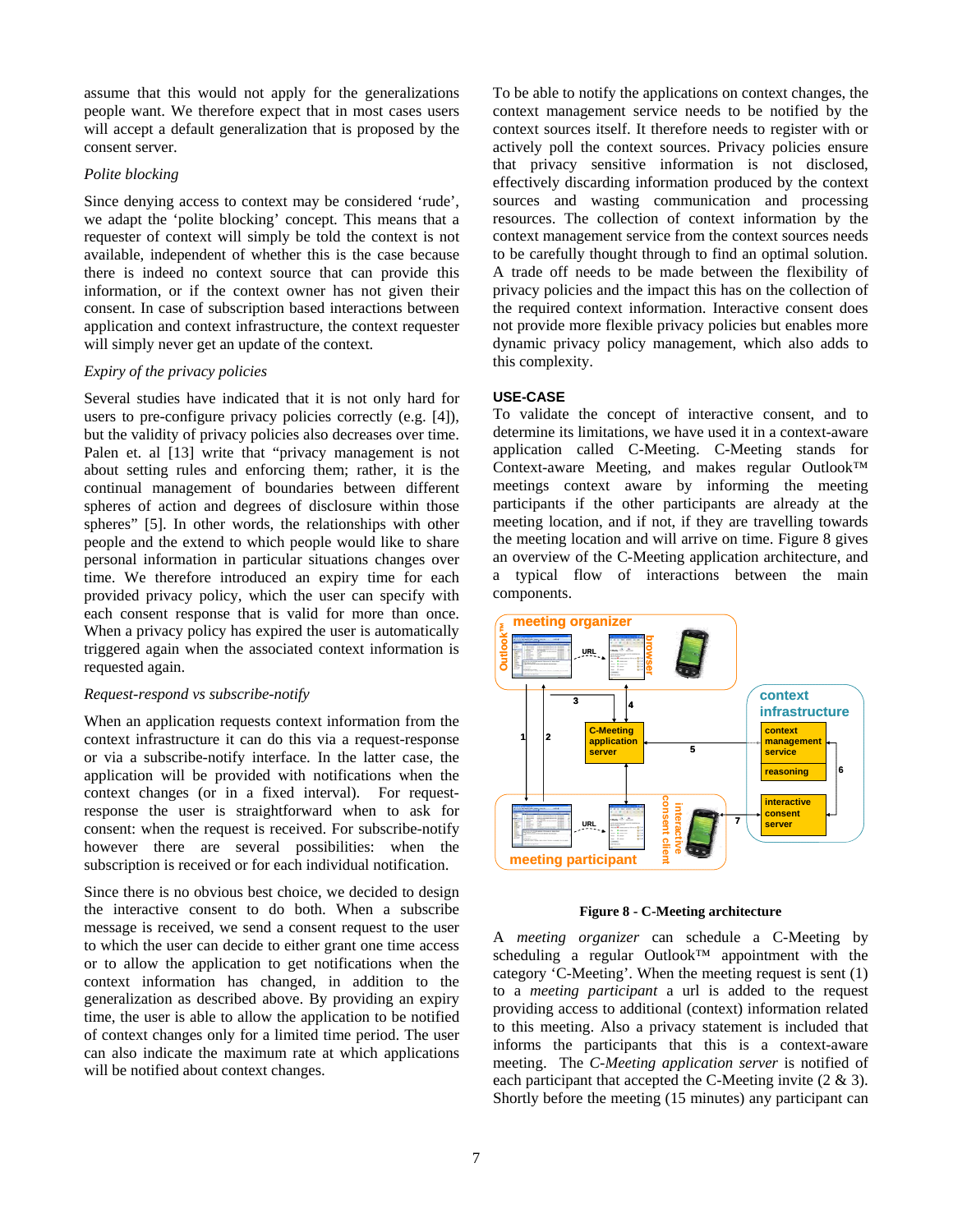assume that this would not apply for the generalizations people want. We therefore expect that in most cases users will accept a default generalization that is proposed by the consent server.

*Polite blocking*

Since denying access to context may be considered 'rude', we adapt the 'polite blocking' concept. This means that a requester of context will simply be told the context is not available, independent of whether this is the case because there is indeed no context source that can provide this information, or if the context owner has not given their consent. In case of subscription based interactions between application and context infrastructure, the context requester will simply never get an update of the context.

*Expiry of the privacy policies*

Several studies have indicated that it is not only hard for users to pre-configure privacy policies correctly (e.g. [4]), but the validity of privacy policies also decreases over time. Palen et. al [13] write that "privacy management is not about setting rules and enforcing them; rather, it is the continual management of boundaries between different spheres of action and degrees of disclosure within those spheres" [5]. In other words, the relationships with other people and the extend to which people would like to share personal information in particular situations changes over time. We therefore introduced an expiry time for each provided privacy policy, which the user can specify with each consent response that is valid for more than once. When a privacy policy has expired the user is automatically triggered again when the associated context information is requested again.

*Request-respond vs subscribe-notify*

When an application requests context information from the context infrastructure it can do this via a request-response or via a subscribe-notify interface. In the latter case, the application will be provided with notifications when the context changes (or in a fixed interval). For request-response the user is straightforward when to ask for consent: when the request is received. For subscribe-notify however there are several possibilities: when the subscription is received or for each individual notification.

Since there is no obvious best choice, we decided to design the interactive consent to do both. When a subscribe message is received, we send a consent request to the user to which the user can decide to either grant one time access or to allow the application to get notifications when the context information has changed, in addition to the generalization as described above. By providing an expiry time, the user is able to allow the application to be notified of context changes only for a limited time period. The user can also indicate the maximum rate at which applications will be notified about context changes.

To be able to notify the applications on context changes, the context management service needs to be notified by the context sources itself. It therefore needs to register with or actively poll the context sources. Privacy policies ensure that privacy sensitive information is not disclosed, effectively discarding information produced by the context sources and wasting communication and processing resources. The collection of context information by the context management service from the context sources needs to be carefully thought through to find an optimal solution. A trade off needs to be made between the flexibility of privacy policies and the impact this has on the collection of the required context information. Interactive consent does not provide more flexible privacy policies but enables more dynamic privacy policy management, which also adds to this complexity.

## USE-CASE

To validate the concept of interactive consent, and to determine its limitations, we have used it in a context-aware application called C-Meeting. C-Meeting stands for Context-aware Meeting, and makes regular Outlook™ meetings context aware by informing the meeting participants if the other participants are already at the meeting location, and if not, if they are travelling towards the meeting location and will arrive on time. Figure 8 gives an overview of the C-Meeting application architecture, and a typical flow of interactions between the main components.

**Figure 8 - C-Meeting architecture**

A *meeting organizer* can schedule a C-Meeting by scheduling a regular Outlook™ appointment with the category 'C-Meeting'. When the meeting request is sent (1) to a *meeting participant* a url is added to the request providing access to additional (context) information related to this meeting. Also a privacy statement is included that informs the participants that this is a context-aware meeting. The *C-Meeting application server* is notified of each participant that accepted the C-Meeting invite (2 & 3). Shortly before the meeting (15 minutes) any participant can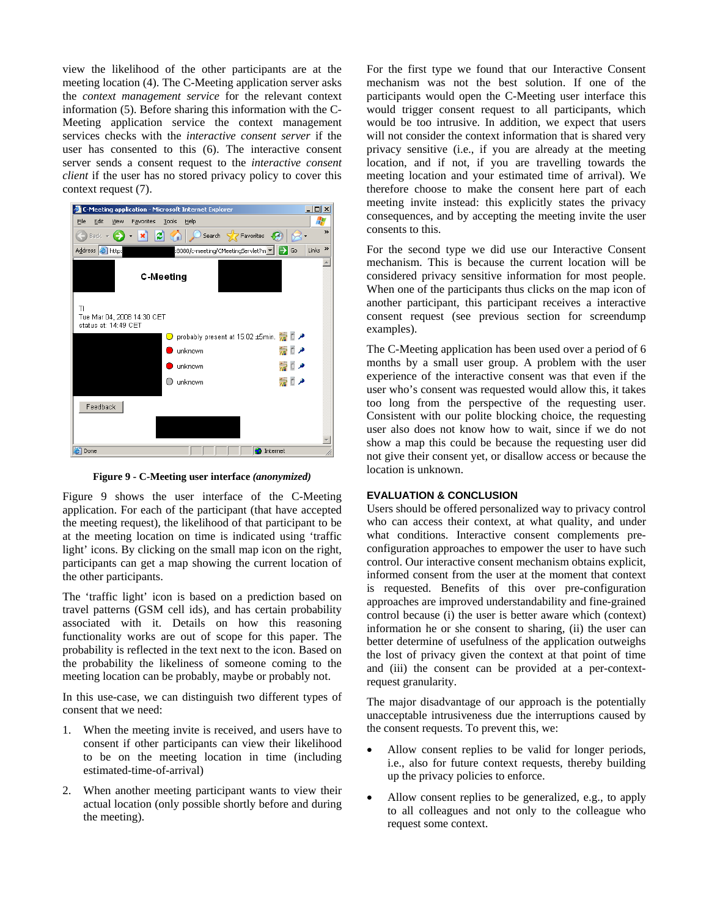view the likelihood of the other participants are at the meeting location (4). The C-Meeting application server asks the *context management service* for the relevant context information (5). Before sharing this information with the C-Meeting application service the context management services checks with the *interactive consent server* if the user has consented to this (6). The interactive consent server sends a consent request to the *interactive consent client* if the user has no stored privacy policy to cover this context request (7).

**Figure 9 - C-Meeting user interface *(anonymized)***

Figure 9 shows the user interface of the C-Meeting application. For each of the participant (that have accepted the meeting request), the likelihood of that participant to be at the meeting location on time is indicated using 'traffic light' icons. By clicking on the small map icon on the right, participants can get a map showing the current location of the other participants.

The 'traffic light' icon is based on a prediction based on travel patterns (GSM cell ids), and has certain probability associated with it. Details on how this reasoning functionality works are out of scope for this paper. The probability is reflected in the text next to the icon. Based on the probability the likeliness of someone coming to the meeting location can be probably, maybe or probably not.

In this use-case, we can distinguish two different types of consent that we need:

1. When the meeting invite is received, and users have to consent if other participants can view their likelihood to be on the meeting location in time (including estimated-time-of-arrival)
2. When another meeting participant wants to view their actual location (only possible shortly before and during the meeting).

For the first type we found that our Interactive Consent mechanism was not the best solution. If one of the participants would open the C-Meeting user interface this would trigger consent request to all participants, which would be too intrusive. In addition, we expect that users will not consider the context information that is shared very privacy sensitive (i.e., if you are already at the meeting location, and if not, if you are travelling towards the meeting location and your estimated time of arrival). We therefore choose to make the consent here part of each meeting invite instead: this explicitly states the privacy consequences, and by accepting the meeting invite the user consents to this.

For the second type we did use our Interactive Consent mechanism. This is because the current location will be considered privacy sensitive information for most people. When one of the participants thus clicks on the map icon of another participant, this participant receives a interactive consent request (see previous section for screendump examples).

The C-Meeting application has been used over a period of 6 months by a small user group. A problem with the user experience of the interactive consent was that even if the user who's consent was requested would allow this, it takes too long from the perspective of the requesting user. Consistent with our polite blocking choice, the requesting user also does not know how to wait, since if we do not show a map this could be because the requesting user did not give their consent yet, or disallow access or because the location is unknown.

## EVALUATION & CONCLUSION

Users should be offered personalized way to privacy control who can access their context, at what quality, and under what conditions. Interactive consent complements pre-configuration approaches to empower the user to have such control. Our interactive consent mechanism obtains explicit, informed consent from the user at the moment that context is requested. Benefits of this over pre-configuration approaches are improved understandability and fine-grained control because (i) the user is better aware which (context) information he or she consent to sharing, (ii) the user can better determine of usefulness of the application outweighs the lost of privacy given the context at that point of time and (iii) the consent can be provided at a per-context-request granularity.

The major disadvantage of our approach is the potentially unacceptable intrusiveness due the interruptions caused by the consent requests. To prevent this, we:

- Allow consent replies to be valid for longer periods, i.e., also for future context requests, thereby building up the privacy policies to enforce.
- Allow consent replies to be generalized, e.g., to apply to all colleagues and not only to the colleague who request some context.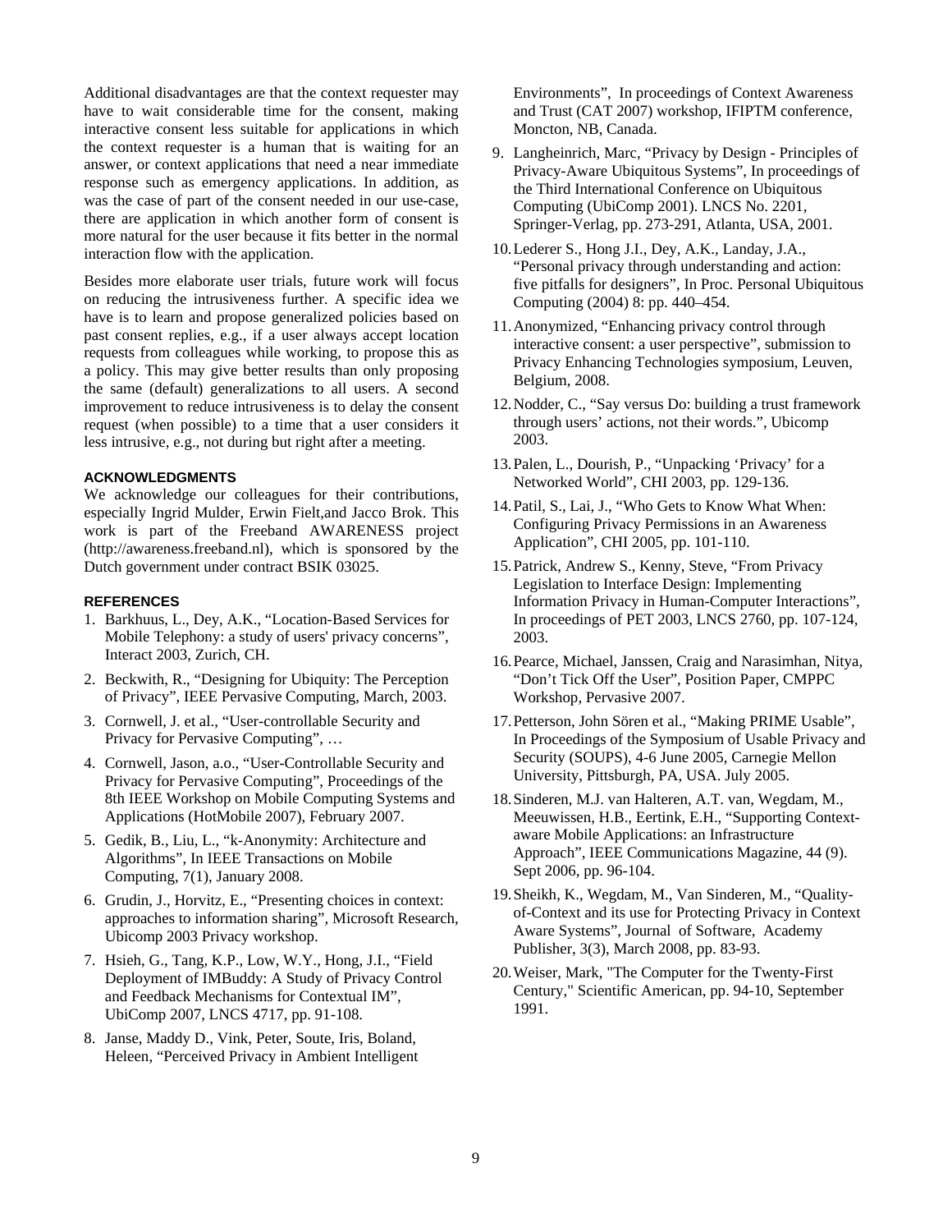Additional disadvantages are that the context requester may have to wait considerable time for the consent, making interactive consent less suitable for applications in which the context requester is a human that is waiting for an answer, or context applications that need a near immediate response such as emergency applications. In addition, as was the case of part of the consent needed in our use-case, there are application in which another form of consent is more natural for the user because it fits better in the normal interaction flow with the application.

Besides more elaborate user trials, future work will focus on reducing the intrusiveness further. A specific idea we have is to learn and propose generalized policies based on past consent replies, e.g., if a user always accept location requests from colleagues while working, to propose this as a policy. This may give better results than only proposing the same (default) generalizations to all users. A second improvement to reduce intrusiveness is to delay the consent request (when possible) to a time that a user considers it less intrusive, e.g., not during but right after a meeting.

### ACKNOWLEDGMENTS

We acknowledge our colleagues for their contributions, especially Ingrid Mulder, Erwin Fielt,and Jacco Brok. This work is part of the Freeband AWARENESS project (http://awareness.freeband.nl), which is sponsored by the Dutch government under contract BSIK 03025.

### REFERENCES

1. Barkhuus, L., Dey, A.K., “Location-Based Services for Mobile Telephony: a study of users' privacy concerns”, Interact 2003, Zurich, CH.
2. Beckwith, R., “Designing for Ubiquity: The Perception of Privacy”, IEEE Pervasive Computing, March, 2003.
3. Cornwell, J. et al., “User-controllable Security and Privacy for Pervasive Computing”, …
4. Cornwell, Jason, a.o., “User-Controllable Security and Privacy for Pervasive Computing”, Proceedings of the 8th IEEE Workshop on Mobile Computing Systems and Applications (HotMobile 2007), February 2007.
5. Gedik, B., Liu, L., “k-Anonymity: Architecture and Algorithms”, In IEEE Transactions on Mobile Computing, 7(1), January 2008.
6. Grudin, J., Horvitz, E., “Presenting choices in context: approaches to information sharing”, Microsoft Research, Ubicomp 2003 Privacy workshop.
7. Hsieh, G., Tang, K.P., Low, W.Y., Hong, J.I., “Field Deployment of IMBuddy: A Study of Privacy Control and Feedback Mechanisms for Contextual IM”, UbiComp 2007, LNCS 4717, pp. 91-108.
8. Janse, Maddy D., Vink, Peter, Soute, Iris, Boland, Heleen, “Perceived Privacy in Ambient Intelligent Environments”, In proceedings of Context Awareness and Trust (CAT 2007) workshop, IFIPTM conference, Moncton, NB, Canada.
9. Langheinrich, Marc, “Privacy by Design - Principles of Privacy-Aware Ubiquitous Systems”, In proceedings of the Third International Conference on Ubiquitous Computing (UbiComp 2001). LNCS No. 2201, Springer-Verlag, pp. 273-291, Atlanta, USA, 2001.
10. Lederer S., Hong J.I., Dey, A.K., Landay, J.A., “Personal privacy through understanding and action: five pitfalls for designers”, In Proc. Personal Ubiquitous Computing (2004) 8: pp. 440–454.
11. Anonymized, “Enhancing privacy control through interactive consent: a user perspective”, submission to Privacy Enhancing Technologies symposium, Leuven, Belgium, 2008.
12. Nodder, C., “Say versus Do: building a trust framework through users’ actions, not their words.”, Ubicomp 2003.
13. Palen, L., Dourish, P., “Unpacking ‘Privacy’ for a Networked World”, CHI 2003, pp. 129-136.
14. Patil, S., Lai, J., “Who Gets to Know What When: Configuring Privacy Permissions in an Awareness Application”, CHI 2005, pp. 101-110.
15. Patrick, Andrew S., Kenny, Steve, “From Privacy Legislation to Interface Design: Implementing Information Privacy in Human-Computer Interactions”, In proceedings of PET 2003, LNCS 2760, pp. 107-124, 2003.
16. Pearce, Michael, Janssen, Craig and Narasimhan, Nitya, “Don’t Tick Off the User”, Position Paper, CMPPC Workshop, Pervasive 2007.
17. Petterson, John Sören et al., “Making PRIME Usable”, In Proceedings of the Symposium of Usable Privacy and Security (SOUPS), 4-6 June 2005, Carnegie Mellon University, Pittsburgh, PA, USA. July 2005.
18. Sinderen, M.J. van Halteren, A.T. van, Wegdam, M., Meeuwissen, H.B., Eertink, E.H., “Supporting Context-aware Mobile Applications: an Infrastructure Approach”, IEEE Communications Magazine, 44 (9). Sept 2006, pp. 96-104.
19. Sheikh, K., Wegdam, M., Van Sinderen, M., “Quality-of-Context and its use for Protecting Privacy in Context Aware Systems”, Journal of Software, Academy Publisher, 3(3), March 2008, pp. 83-93.
20. Weiser, Mark, "The Computer for the Twenty-First Century," Scientific American, pp. 94-10, September 1991.